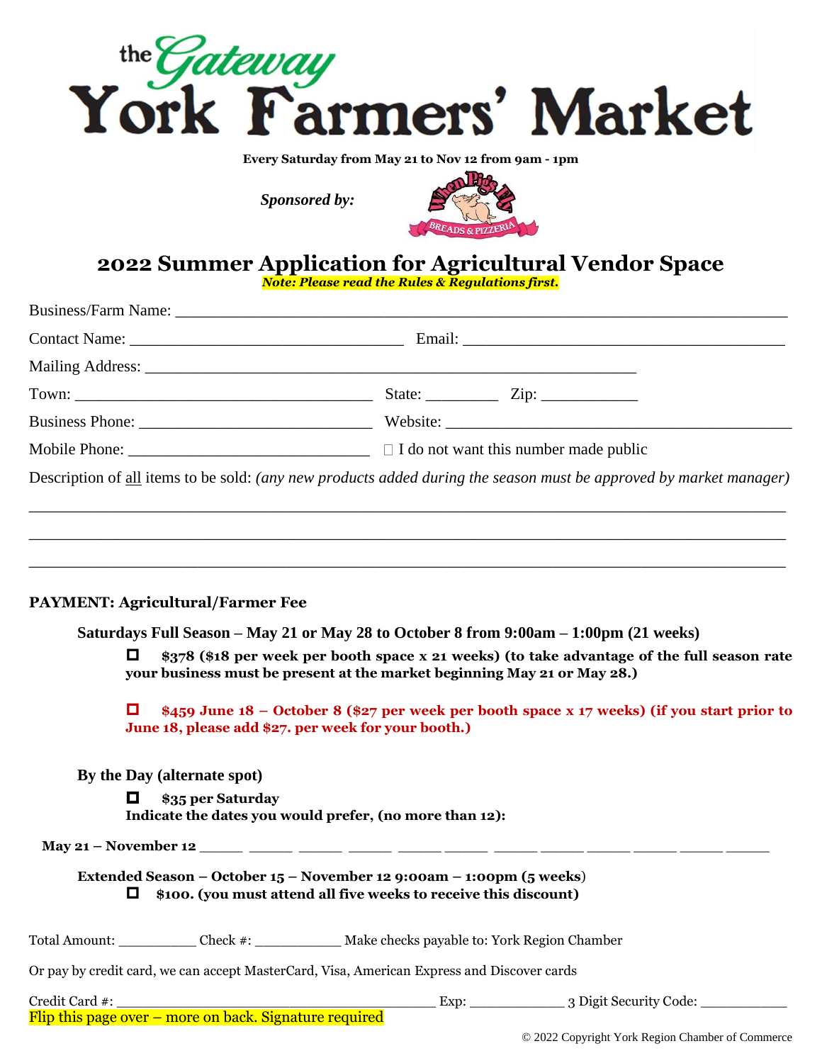# the Gateway York Farmers' Market

**Every Saturday from May 21 to Nov 12 from 9am - 1pm**

***Sponsored by:*** When Pigs Fly BREADS & PIZZERIA

## 2022 Summer Application for Agricultural Vendor Space

***Note: Please read the Rules & Regulations first.***

Business/Farm Name: ___________________________________________________________________

Contact Name: _______________________________ Email: _________________________________

Mailing Address: _______________________________________________________

Town: _________________________________ State: ________ Zip: ___________

Business Phone: ___________________________ Website: ___________________________________

Mobile Phone: ___________________________ ☐ I do not want this number made public

Description of all items to be sold: *(any new products added during the season must be approved by market manager)*

_____________________________________________________________________________________

_____________________________________________________________________________________

_____________________________________________________________________________________

**PAYMENT: Agricultural/Farmer Fee**

**Saturdays Full Season – May 21 or May 28 to October 8 from 9:00am – 1:00pm (21 weeks)**

☐ **$378 ($18 per week per booth space x 21 weeks) (to take advantage of the full season rate your business must be present at the market beginning May 21 or May 28.)**

☐ **$459 June 18 – October 8 ($27 per week per booth space x 17 weeks) (if you start prior to June 18, please add $27. per week for your booth.)**

**By the Day (alternate spot)**

☐ **$35 per Saturday**
**Indicate the dates you would prefer, (no more than 12):**

**May 21 – November 12** _____ _____ _____ _____ _____ _____ _____ _____ _____ _____ _____ _____

**Extended Season – October 15 – November 12 9:00am – 1:00pm (5 weeks)**

☐ **$100. (you must attend all five weeks to receive this discount)**

Total Amount: _________ Check #: __________ Make checks payable to: York Region Chamber

Or pay by credit card, we can accept MasterCard, Visa, American Express and Discover cards

Credit Card #: ______________________________________ Exp: ___________ 3 Digit Security Code: __________

Flip this page over – more on back. Signature required

© 2022 Copyright York Region Chamber of Commerce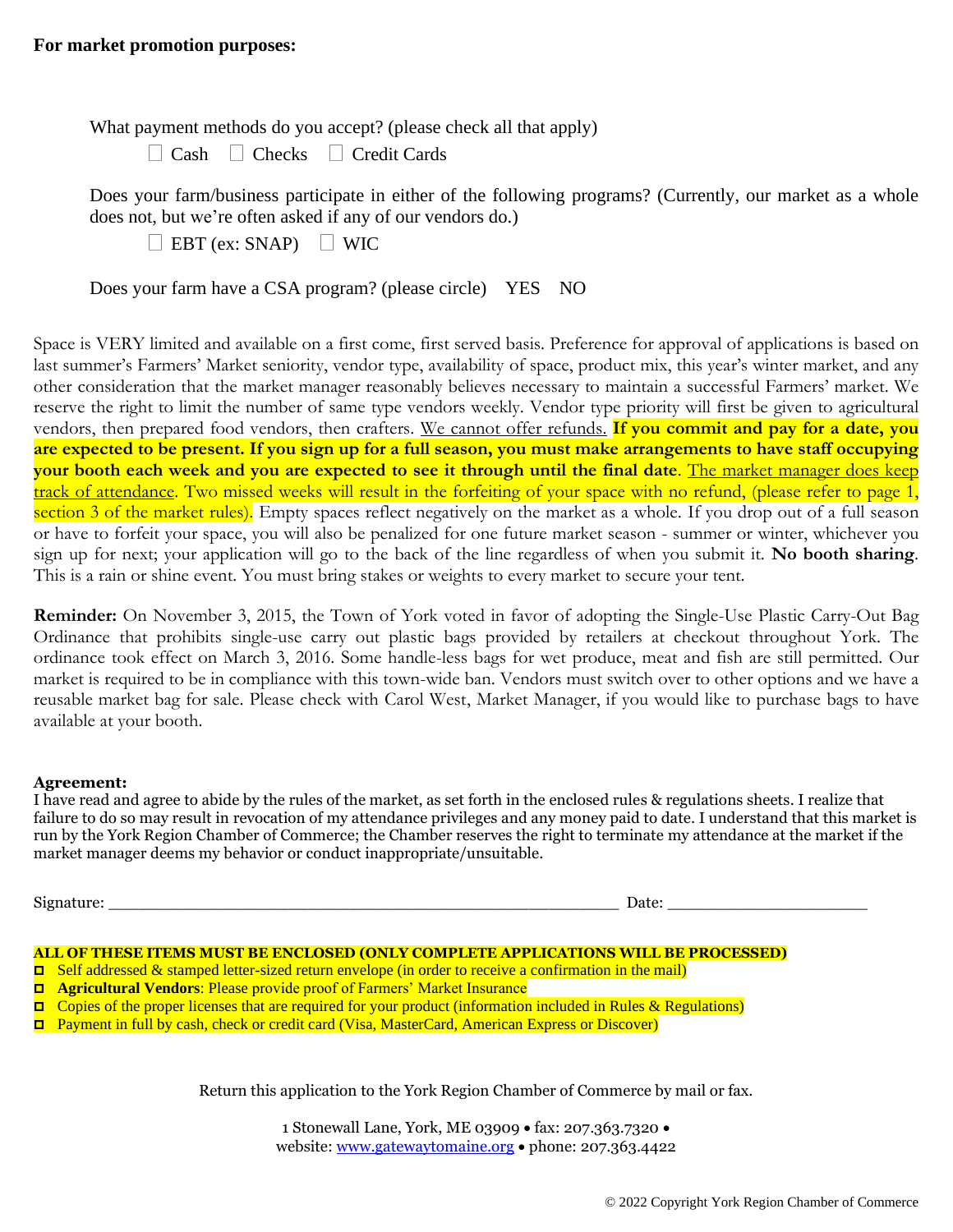**For market promotion purposes:**

What payment methods do you accept? (please check all that apply)

☐ Cash ☐ Checks ☐ Credit Cards

Does your farm/business participate in either of the following programs? (Currently, our market as a whole does not, but we're often asked if any of our vendors do.)

☐ EBT (ex: SNAP) ☐ WIC

Does your farm have a CSA program? (please circle) YES NO

Space is VERY limited and available on a first come, first served basis. Preference for approval of applications is based on last summer's Farmers' Market seniority, vendor type, availability of space, product mix, this year's winter market, and any other consideration that the market manager reasonably believes necessary to maintain a successful Farmers' market. We reserve the right to limit the number of same type vendors weekly. Vendor type priority will first be given to agricultural vendors, then prepared food vendors, then crafters. We cannot offer refunds. **If you commit and pay for a date, you are expected to be present. If you sign up for a full season, you must make arrangements to have staff occupying your booth each week and you are expected to see it through until the final date**. The market manager does keep track of attendance. Two missed weeks will result in the forfeiting of your space with no refund, (please refer to page 1, section 3 of the market rules). Empty spaces reflect negatively on the market as a whole. If you drop out of a full season or have to forfeit your space, you will also be penalized for one future market season - summer or winter, whichever you sign up for next; your application will go to the back of the line regardless of when you submit it. **No booth sharing**. This is a rain or shine event. You must bring stakes or weights to every market to secure your tent.

**Reminder:** On November 3, 2015, the Town of York voted in favor of adopting the Single-Use Plastic Carry-Out Bag Ordinance that prohibits single-use carry out plastic bags provided by retailers at checkout throughout York. The ordinance took effect on March 3, 2016. Some handle-less bags for wet produce, meat and fish are still permitted. Our market is required to be in compliance with this town-wide ban. Vendors must switch over to other options and we have a reusable market bag for sale. Please check with Carol West, Market Manager, if you would like to purchase bags to have available at your booth.

**Agreement:**
I have read and agree to abide by the rules of the market, as set forth in the enclosed rules & regulations sheets. I realize that failure to do so may result in revocation of my attendance privileges and any money paid to date. I understand that this market is run by the York Region Chamber of Commerce; the Chamber reserves the right to terminate my attendance at the market if the market manager deems my behavior or conduct inappropriate/unsuitable.

Signature: ____________________________________________ Date: ____________________

**ALL OF THESE ITEMS MUST BE ENCLOSED (ONLY COMPLETE APPLICATIONS WILL BE PROCESSED)**

- ☐ Self addressed & stamped letter-sized return envelope (in order to receive a confirmation in the mail)
- ☐ **Agricultural Vendors**: Please provide proof of Farmers' Market Insurance
- ☐ Copies of the proper licenses that are required for your product (information included in Rules & Regulations)
- ☐ Payment in full by cash, check or credit card (Visa, MasterCard, American Express or Discover)

Return this application to the York Region Chamber of Commerce by mail or fax.

1 Stonewall Lane, York, ME 03909 • fax: 207.363.7320 •
website: www.gatewaytomaine.org • phone: 207.363.4422

© 2022 Copyright York Region Chamber of Commerce